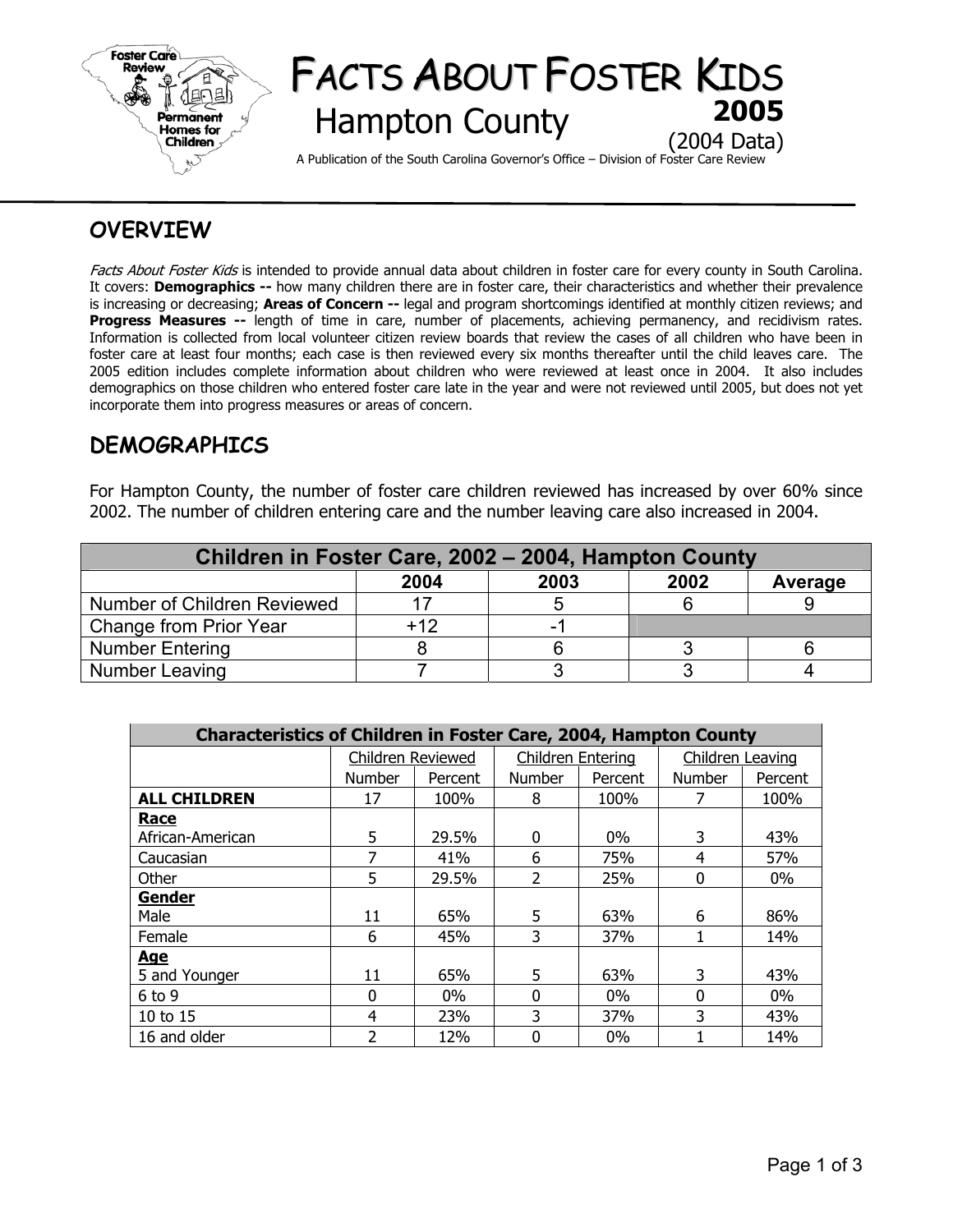# FACTS ABOUT FOSTER KIDS

## Hampton County

**2005**

(2004 Data)

A Publication of the South Carolina Governor's Office – Division of Foster Care Review

## OVERVIEW

*Facts About Foster Kids* is intended to provide annual data about children in foster care for every county in South Carolina. It covers: **Demographics --** how many children there are in foster care, their characteristics and whether their prevalence is increasing or decreasing; **Areas of Concern --** legal and program shortcomings identified at monthly citizen reviews; and **Progress Measures --** length of time in care, number of placements, achieving permanency, and recidivism rates. Information is collected from local volunteer citizen review boards that review the cases of all children who have been in foster care at least four months; each case is then reviewed every six months thereafter until the child leaves care. The 2005 edition includes complete information about children who were reviewed at least once in 2004. It also includes demographics on those children who entered foster care late in the year and were not reviewed until 2005, but does not yet incorporate them into progress measures or areas of concern.

## DEMOGRAPHICS

For Hampton County, the number of foster care children reviewed has increased by over 60% since 2002. The number of children entering care and the number leaving care also increased in 2004.

| Children in Foster Care, 2002 – 2004, Hampton County | | | | |
|---|---|---|---|---|
| | 2004 | 2003 | 2002 | Average |
| Number of Children Reviewed | 17 | 5 | 6 | 9 |
| Change from Prior Year | +12 | -1 | | |
| Number Entering | 8 | 6 | 3 | 6 |
| Number Leaving | 7 | 3 | 3 | 4 |

| Characteristics of Children in Foster Care, 2004, Hampton County | | | | | | |
|---|---|---|---|---|---|---|
| | Children Reviewed | | Children Entering | | Children Leaving | |
| | Number | Percent | Number | Percent | Number | Percent |
| **ALL CHILDREN** | 17 | 100% | 8 | 100% | 7 | 100% |
| **Race** | | | | | | |
| African-American | 5 | 29.5% | 0 | 0% | 3 | 43% |
| Caucasian | 7 | 41% | 6 | 75% | 4 | 57% |
| Other | 5 | 29.5% | 2 | 25% | 0 | 0% |
| **Gender** | | | | | | |
| Male | 11 | 65% | 5 | 63% | 6 | 86% |
| Female | 6 | 45% | 3 | 37% | 1 | 14% |
| **Age** | | | | | | |
| 5 and Younger | 11 | 65% | 5 | 63% | 3 | 43% |
| 6 to 9 | 0 | 0% | 0 | 0% | 0 | 0% |
| 10 to 15 | 4 | 23% | 3 | 37% | 3 | 43% |
| 16 and older | 2 | 12% | 0 | 0% | 1 | 14% |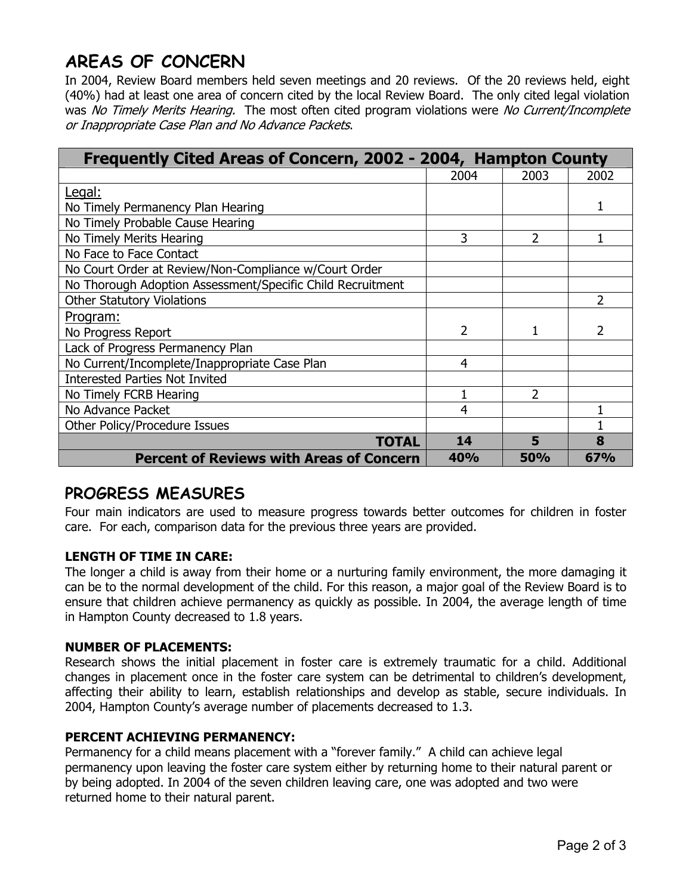## AREAS OF CONCERN

In 2004, Review Board members held seven meetings and 20 reviews. Of the 20 reviews held, eight (40%) had at least one area of concern cited by the local Review Board. The only cited legal violation was *No Timely Merits Hearing.* The most often cited program violations were *No Current/Incomplete or Inappropriate Case Plan and No Advance Packets*.

| Frequently Cited Areas of Concern, 2002 - 2004, Hampton County | | | |
|---|---|---|---|
| | 2004 | 2003 | 2002 |
| Legal:<br>No Timely Permanency Plan Hearing | | | 1 |
| No Timely Probable Cause Hearing | | | |
| No Timely Merits Hearing | 3 | 2 | 1 |
| No Face to Face Contact | | | |
| No Court Order at Review/Non-Compliance w/Court Order | | | |
| No Thorough Adoption Assessment/Specific Child Recruitment | | | |
| Other Statutory Violations | | | 2 |
| Program:<br>No Progress Report | 2 | 1 | 2 |
| Lack of Progress Permanency Plan | | | |
| No Current/Incomplete/Inappropriate Case Plan | 4 | | |
| Interested Parties Not Invited | | | |
| No Timely FCRB Hearing | 1 | 2 | |
| No Advance Packet | 4 | | 1 |
| Other Policy/Procedure Issues | | | 1 |
| **TOTAL** | **14** | **5** | **8** |
| **Percent of Reviews with Areas of Concern** | **40%** | **50%** | **67%** |

## PROGRESS MEASURES

Four main indicators are used to measure progress towards better outcomes for children in foster care. For each, comparison data for the previous three years are provided.

### LENGTH OF TIME IN CARE:

The longer a child is away from their home or a nurturing family environment, the more damaging it can be to the normal development of the child. For this reason, a major goal of the Review Board is to ensure that children achieve permanency as quickly as possible. In 2004, the average length of time in Hampton County decreased to 1.8 years.

### NUMBER OF PLACEMENTS:

Research shows the initial placement in foster care is extremely traumatic for a child. Additional changes in placement once in the foster care system can be detrimental to children's development, affecting their ability to learn, establish relationships and develop as stable, secure individuals. In 2004, Hampton County's average number of placements decreased to 1.3.

### PERCENT ACHIEVING PERMANENCY:

Permanency for a child means placement with a "forever family." A child can achieve legal permanency upon leaving the foster care system either by returning home to their natural parent or by being adopted. In 2004 of the seven children leaving care, one was adopted and two were returned home to their natural parent.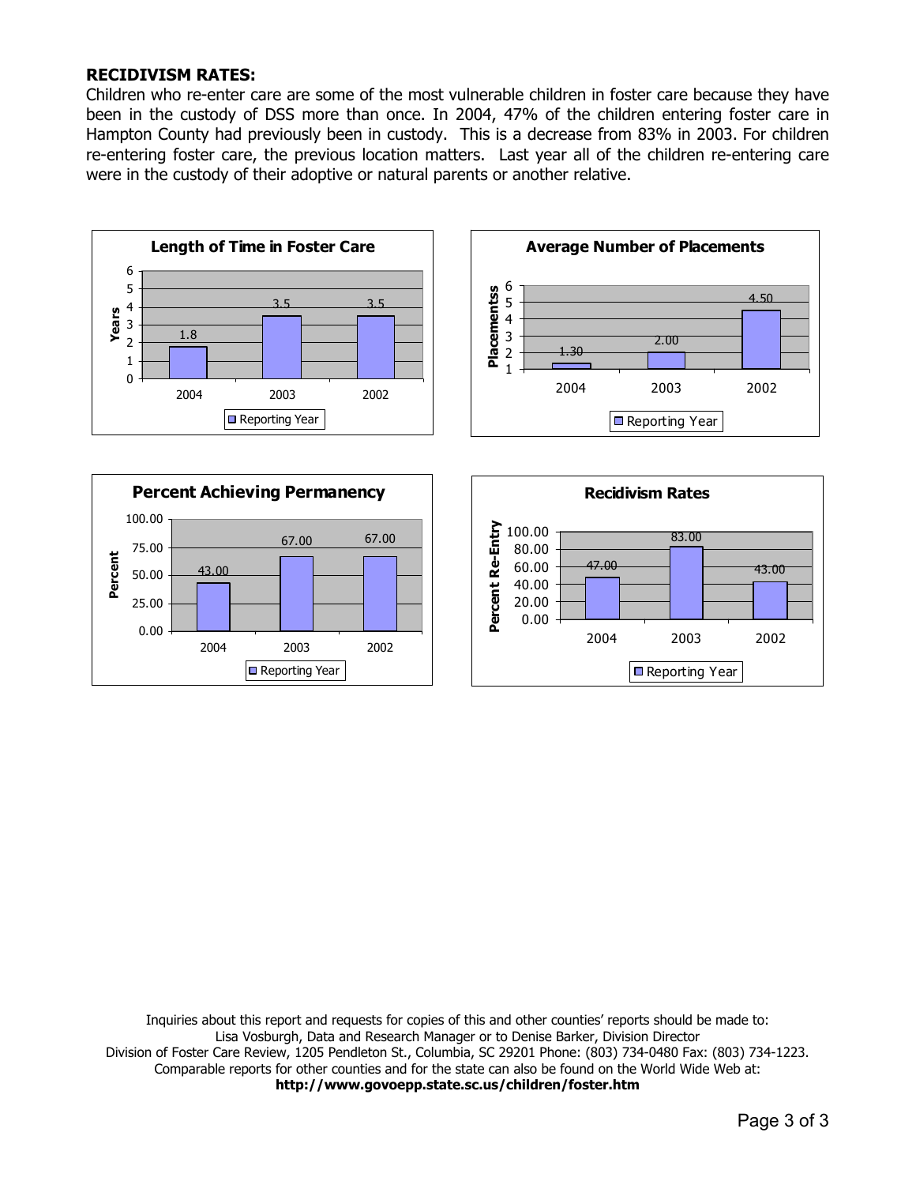**RECIDIVISM RATES:**

Children who re-enter care are some of the most vulnerable children in foster care because they have been in the custody of DSS more than once. In 2004, 47% of the children entering foster care in Hampton County had previously been in custody. This is a decrease from 83% in 2003. For children re-entering foster care, the previous location matters. Last year all of the children re-entering care were in the custody of their adoptive or natural parents or another relative.

**Length of Time in Foster Care**

Years

0 1 2 3 4 5 6

1.8 3.5 3.5

2004 2003 2002

Reporting Year

**Average Number of Placements**

Placementss

1 2 3 4 5 6

1.30 2.00 4.50

2004 2003 2002

Reporting Year

**Percent Achieving Permanency**

Percent

0.00 25.00 50.00 75.00 100.00

43.00 67.00 67.00

2004 2003 2002

Reporting Year

**Recidivism Rates**

Percent Re-Entry

0.00 20.00 40.00 60.00 80.00 100.00

47.00 83.00 43.00

2004 2003 2002

Reporting Year

Inquiries about this report and requests for copies of this and other counties' reports should be made to:
Lisa Vosburgh, Data and Research Manager or to Denise Barker, Division Director
Division of Foster Care Review, 1205 Pendleton St., Columbia, SC 29201 Phone: (803) 734-0480 Fax: (803) 734-1223.
Comparable reports for other counties and for the state can also be found on the World Wide Web at:
**http://www.govoepp.state.sc.us/children/foster.htm**